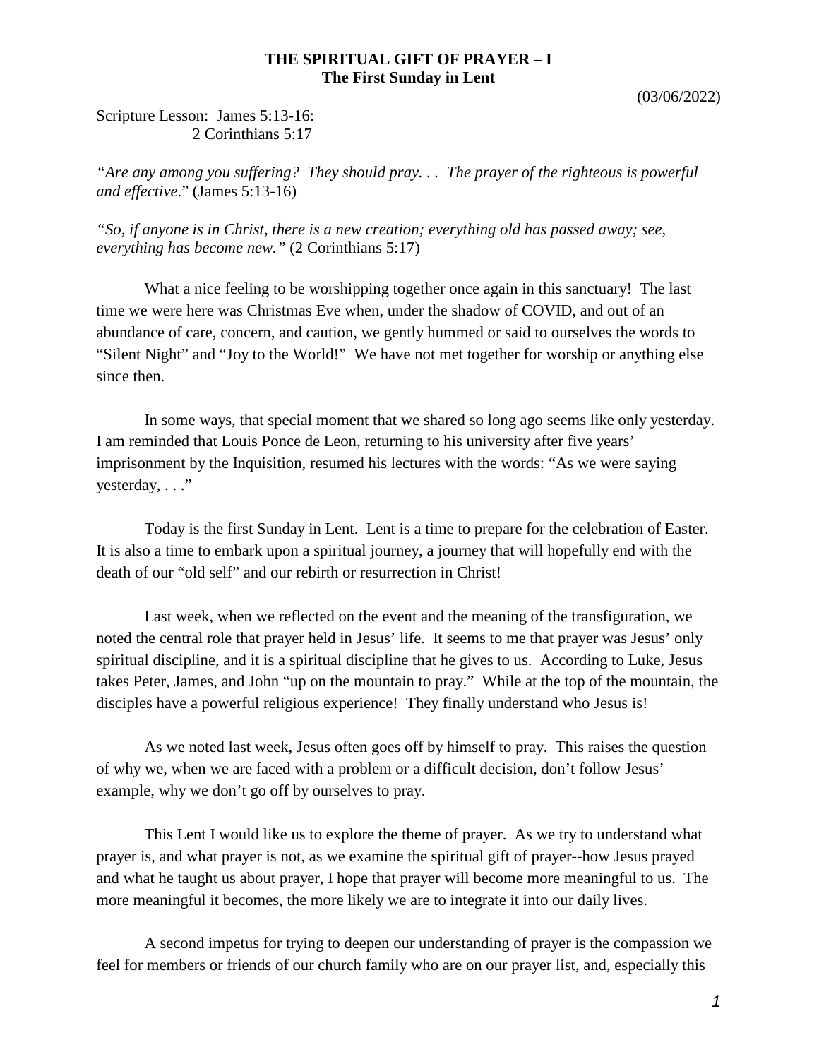# THE SPIRITUAL GIFT OF PRAYER – I
## The First Sunday in Lent

(03/06/2022)

Scripture Lesson: James 5:13-16:
2 Corinthians 5:17

*"Are any among you suffering? They should pray. . . The prayer of the righteous is powerful and effective*." (James 5:13-16)

*"So, if anyone is in Christ, there is a new creation; everything old has passed away; see, everything has become new."* (2 Corinthians 5:17)

What a nice feeling to be worshipping together once again in this sanctuary! The last time we were here was Christmas Eve when, under the shadow of COVID, and out of an abundance of care, concern, and caution, we gently hummed or said to ourselves the words to "Silent Night" and "Joy to the World!" We have not met together for worship or anything else since then.

In some ways, that special moment that we shared so long ago seems like only yesterday. I am reminded that Louis Ponce de Leon, returning to his university after five years' imprisonment by the Inquisition, resumed his lectures with the words: "As we were saying yesterday, . . ."

Today is the first Sunday in Lent. Lent is a time to prepare for the celebration of Easter. It is also a time to embark upon a spiritual journey, a journey that will hopefully end with the death of our "old self" and our rebirth or resurrection in Christ!

Last week, when we reflected on the event and the meaning of the transfiguration, we noted the central role that prayer held in Jesus' life. It seems to me that prayer was Jesus' only spiritual discipline, and it is a spiritual discipline that he gives to us. According to Luke, Jesus takes Peter, James, and John "up on the mountain to pray." While at the top of the mountain, the disciples have a powerful religious experience! They finally understand who Jesus is!

As we noted last week, Jesus often goes off by himself to pray. This raises the question of why we, when we are faced with a problem or a difficult decision, don't follow Jesus' example, why we don't go off by ourselves to pray.

This Lent I would like us to explore the theme of prayer. As we try to understand what prayer is, and what prayer is not, as we examine the spiritual gift of prayer--how Jesus prayed and what he taught us about prayer, I hope that prayer will become more meaningful to us. The more meaningful it becomes, the more likely we are to integrate it into our daily lives.

A second impetus for trying to deepen our understanding of prayer is the compassion we feel for members or friends of our church family who are on our prayer list, and, especially this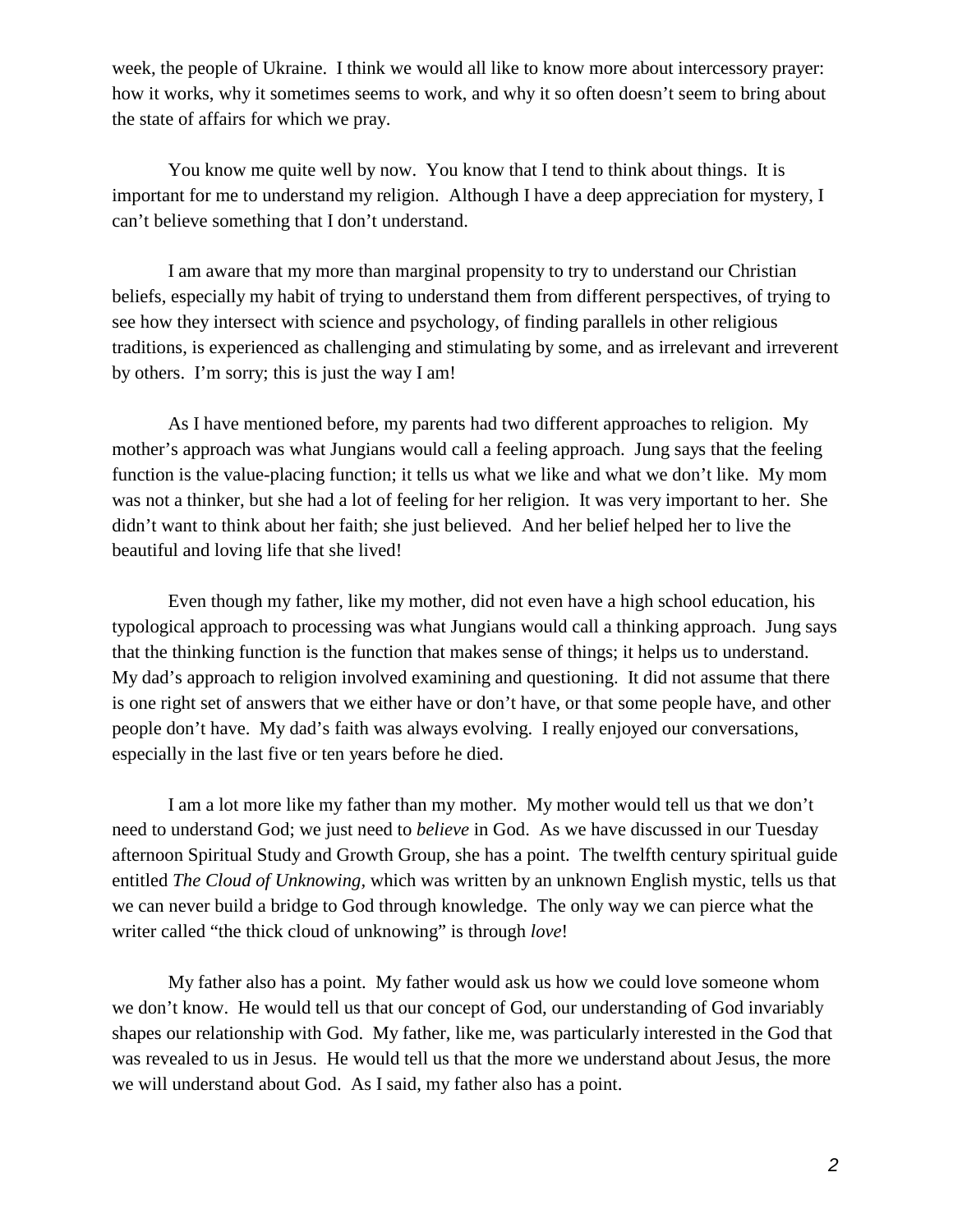week, the people of Ukraine. I think we would all like to know more about intercessory prayer: how it works, why it sometimes seems to work, and why it so often doesn't seem to bring about the state of affairs for which we pray.

You know me quite well by now. You know that I tend to think about things. It is important for me to understand my religion. Although I have a deep appreciation for mystery, I can't believe something that I don't understand.

I am aware that my more than marginal propensity to try to understand our Christian beliefs, especially my habit of trying to understand them from different perspectives, of trying to see how they intersect with science and psychology, of finding parallels in other religious traditions, is experienced as challenging and stimulating by some, and as irrelevant and irreverent by others. I'm sorry; this is just the way I am!

As I have mentioned before, my parents had two different approaches to religion. My mother's approach was what Jungians would call a feeling approach. Jung says that the feeling function is the value-placing function; it tells us what we like and what we don't like. My mom was not a thinker, but she had a lot of feeling for her religion. It was very important to her. She didn't want to think about her faith; she just believed. And her belief helped her to live the beautiful and loving life that she lived!

Even though my father, like my mother, did not even have a high school education, his typological approach to processing was what Jungians would call a thinking approach. Jung says that the thinking function is the function that makes sense of things; it helps us to understand. My dad's approach to religion involved examining and questioning. It did not assume that there is one right set of answers that we either have or don't have, or that some people have, and other people don't have. My dad's faith was always evolving. I really enjoyed our conversations, especially in the last five or ten years before he died.

I am a lot more like my father than my mother. My mother would tell us that we don't need to understand God; we just need to *believe* in God. As we have discussed in our Tuesday afternoon Spiritual Study and Growth Group, she has a point. The twelfth century spiritual guide entitled *The Cloud of Unknowing*, which was written by an unknown English mystic, tells us that we can never build a bridge to God through knowledge. The only way we can pierce what the writer called "the thick cloud of unknowing" is through *love*!

My father also has a point. My father would ask us how we could love someone whom we don't know. He would tell us that our concept of God, our understanding of God invariably shapes our relationship with God. My father, like me, was particularly interested in the God that was revealed to us in Jesus. He would tell us that the more we understand about Jesus, the more we will understand about God. As I said, my father also has a point.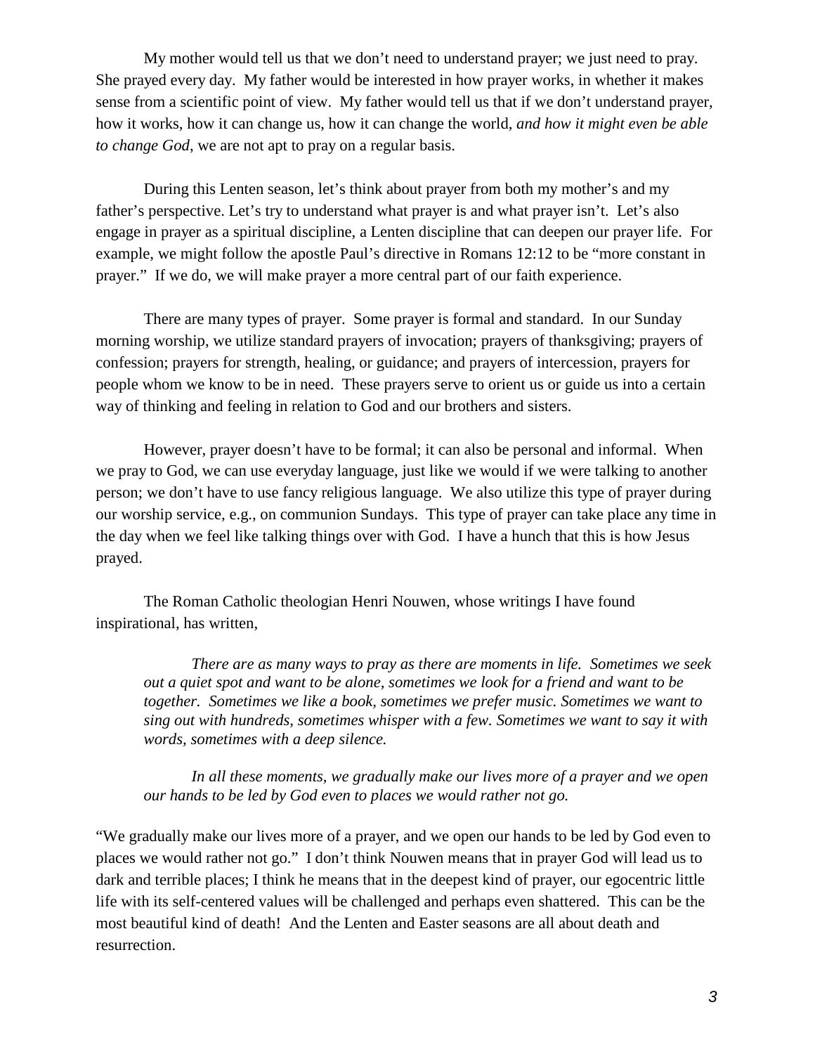My mother would tell us that we don't need to understand prayer; we just need to pray. She prayed every day. My father would be interested in how prayer works, in whether it makes sense from a scientific point of view. My father would tell us that if we don't understand prayer, how it works, how it can change us, how it can change the world, *and how it might even be able to change God*, we are not apt to pray on a regular basis.

During this Lenten season, let's think about prayer from both my mother's and my father's perspective. Let's try to understand what prayer is and what prayer isn't. Let's also engage in prayer as a spiritual discipline, a Lenten discipline that can deepen our prayer life. For example, we might follow the apostle Paul's directive in Romans 12:12 to be "more constant in prayer." If we do, we will make prayer a more central part of our faith experience.

There are many types of prayer. Some prayer is formal and standard. In our Sunday morning worship, we utilize standard prayers of invocation; prayers of thanksgiving; prayers of confession; prayers for strength, healing, or guidance; and prayers of intercession, prayers for people whom we know to be in need. These prayers serve to orient us or guide us into a certain way of thinking and feeling in relation to God and our brothers and sisters.

However, prayer doesn't have to be formal; it can also be personal and informal. When we pray to God, we can use everyday language, just like we would if we were talking to another person; we don't have to use fancy religious language. We also utilize this type of prayer during our worship service, e.g., on communion Sundays. This type of prayer can take place any time in the day when we feel like talking things over with God. I have a hunch that this is how Jesus prayed.

The Roman Catholic theologian Henri Nouwen, whose writings I have found inspirational, has written,

> *There are as many ways to pray as there are moments in life. Sometimes we seek out a quiet spot and want to be alone, sometimes we look for a friend and want to be together. Sometimes we like a book, sometimes we prefer music. Sometimes we want to sing out with hundreds, sometimes whisper with a few. Sometimes we want to say it with words, sometimes with a deep silence.*
>
> *In all these moments, we gradually make our lives more of a prayer and we open our hands to be led by God even to places we would rather not go.*

"We gradually make our lives more of a prayer, and we open our hands to be led by God even to places we would rather not go." I don't think Nouwen means that in prayer God will lead us to dark and terrible places; I think he means that in the deepest kind of prayer, our egocentric little life with its self-centered values will be challenged and perhaps even shattered. This can be the most beautiful kind of death! And the Lenten and Easter seasons are all about death and resurrection.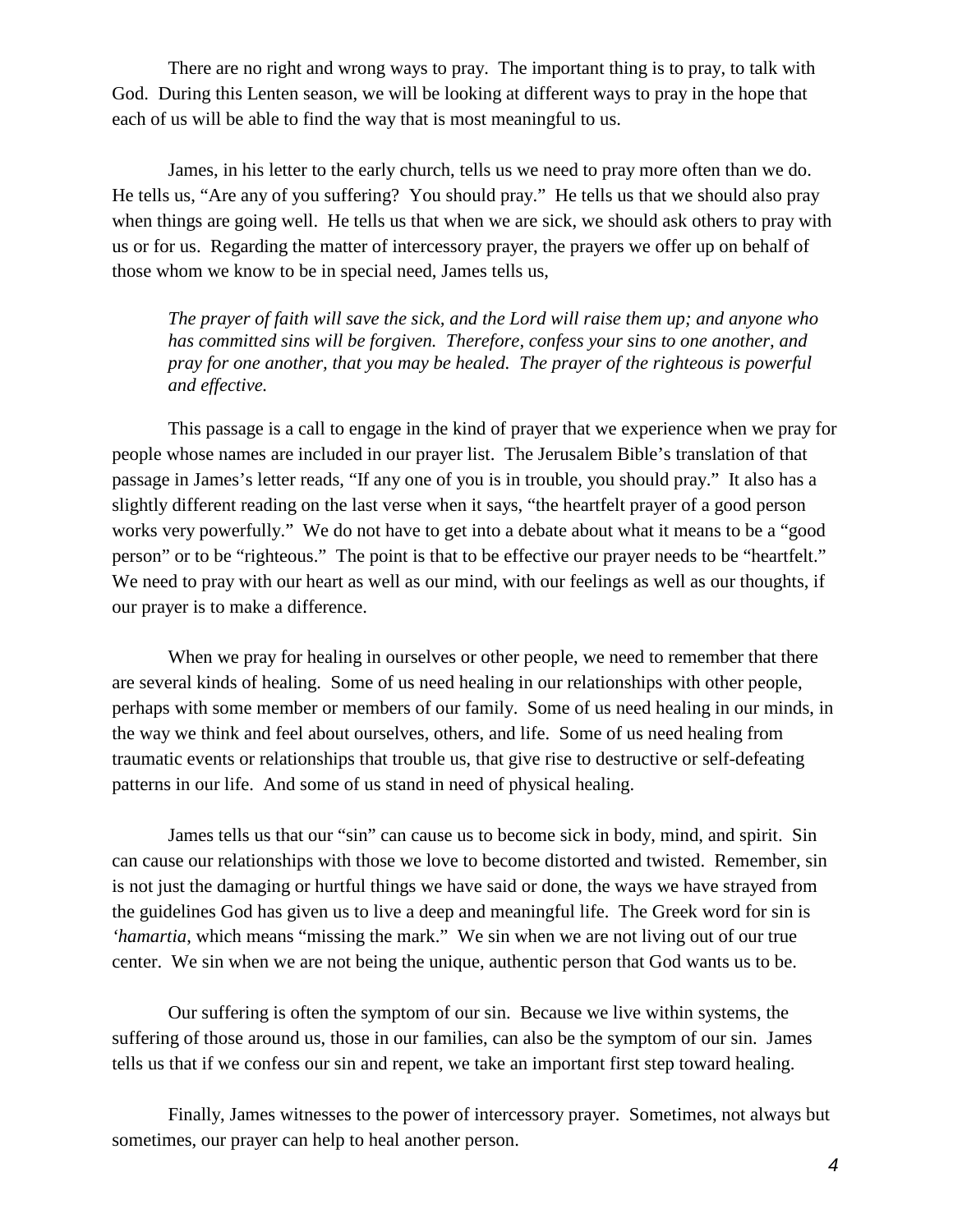There are no right and wrong ways to pray. The important thing is to pray, to talk with God. During this Lenten season, we will be looking at different ways to pray in the hope that each of us will be able to find the way that is most meaningful to us.

James, in his letter to the early church, tells us we need to pray more often than we do. He tells us, "Are any of you suffering? You should pray." He tells us that we should also pray when things are going well. He tells us that when we are sick, we should ask others to pray with us or for us. Regarding the matter of intercessory prayer, the prayers we offer up on behalf of those whom we know to be in special need, James tells us,

> *The prayer of faith will save the sick, and the Lord will raise them up; and anyone who has committed sins will be forgiven. Therefore, confess your sins to one another, and pray for one another, that you may be healed. The prayer of the righteous is powerful and effective.*

This passage is a call to engage in the kind of prayer that we experience when we pray for people whose names are included in our prayer list. The Jerusalem Bible's translation of that passage in James's letter reads, "If any one of you is in trouble, you should pray." It also has a slightly different reading on the last verse when it says, "the heartfelt prayer of a good person works very powerfully." We do not have to get into a debate about what it means to be a "good person" or to be "righteous." The point is that to be effective our prayer needs to be "heartfelt." We need to pray with our heart as well as our mind, with our feelings as well as our thoughts, if our prayer is to make a difference.

When we pray for healing in ourselves or other people, we need to remember that there are several kinds of healing. Some of us need healing in our relationships with other people, perhaps with some member or members of our family. Some of us need healing in our minds, in the way we think and feel about ourselves, others, and life. Some of us need healing from traumatic events or relationships that trouble us, that give rise to destructive or self-defeating patterns in our life. And some of us stand in need of physical healing.

James tells us that our "sin" can cause us to become sick in body, mind, and spirit. Sin can cause our relationships with those we love to become distorted and twisted. Remember, sin is not just the damaging or hurtful things we have said or done, the ways we have strayed from the guidelines God has given us to live a deep and meaningful life. The Greek word for sin is *'hamartia*, which means "missing the mark." We sin when we are not living out of our true center. We sin when we are not being the unique, authentic person that God wants us to be.

Our suffering is often the symptom of our sin. Because we live within systems, the suffering of those around us, those in our families, can also be the symptom of our sin. James tells us that if we confess our sin and repent, we take an important first step toward healing.

Finally, James witnesses to the power of intercessory prayer. Sometimes, not always but sometimes, our prayer can help to heal another person.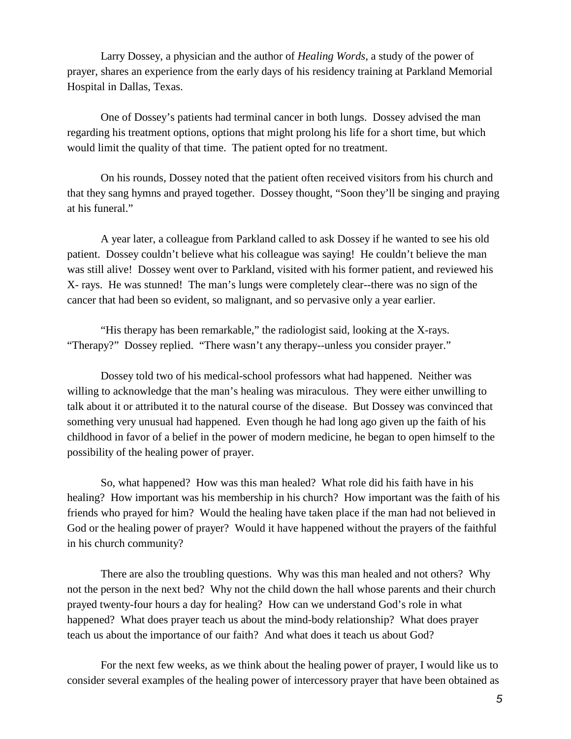Larry Dossey, a physician and the author of *Healing Words*, a study of the power of prayer, shares an experience from the early days of his residency training at Parkland Memorial Hospital in Dallas, Texas.

One of Dossey's patients had terminal cancer in both lungs. Dossey advised the man regarding his treatment options, options that might prolong his life for a short time, but which would limit the quality of that time. The patient opted for no treatment.

On his rounds, Dossey noted that the patient often received visitors from his church and that they sang hymns and prayed together. Dossey thought, "Soon they'll be singing and praying at his funeral."

A year later, a colleague from Parkland called to ask Dossey if he wanted to see his old patient. Dossey couldn't believe what his colleague was saying! He couldn't believe the man was still alive! Dossey went over to Parkland, visited with his former patient, and reviewed his X- rays. He was stunned! The man's lungs were completely clear--there was no sign of the cancer that had been so evident, so malignant, and so pervasive only a year earlier.

"His therapy has been remarkable," the radiologist said, looking at the X-rays. "Therapy?" Dossey replied. "There wasn't any therapy--unless you consider prayer."

Dossey told two of his medical-school professors what had happened. Neither was willing to acknowledge that the man's healing was miraculous. They were either unwilling to talk about it or attributed it to the natural course of the disease. But Dossey was convinced that something very unusual had happened. Even though he had long ago given up the faith of his childhood in favor of a belief in the power of modern medicine, he began to open himself to the possibility of the healing power of prayer.

So, what happened? How was this man healed? What role did his faith have in his healing? How important was his membership in his church? How important was the faith of his friends who prayed for him? Would the healing have taken place if the man had not believed in God or the healing power of prayer? Would it have happened without the prayers of the faithful in his church community?

There are also the troubling questions. Why was this man healed and not others? Why not the person in the next bed? Why not the child down the hall whose parents and their church prayed twenty-four hours a day for healing? How can we understand God's role in what happened? What does prayer teach us about the mind-body relationship? What does prayer teach us about the importance of our faith? And what does it teach us about God?

For the next few weeks, as we think about the healing power of prayer, I would like us to consider several examples of the healing power of intercessory prayer that have been obtained as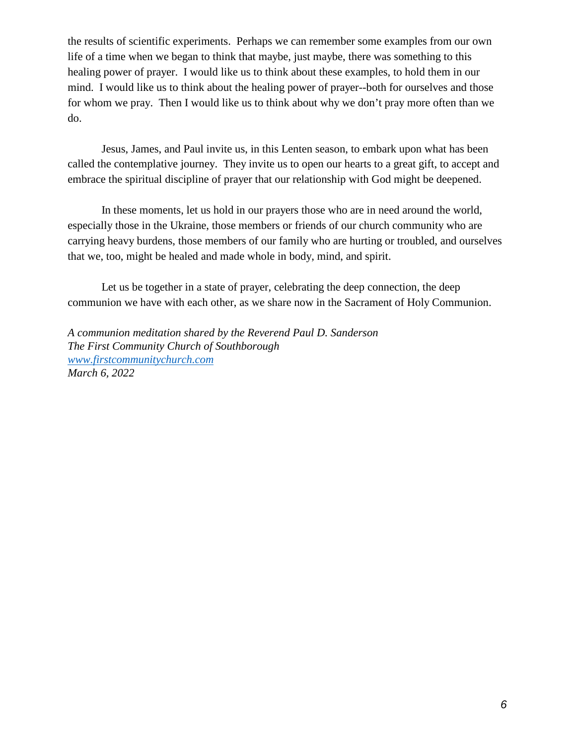the results of scientific experiments. Perhaps we can remember some examples from our own life of a time when we began to think that maybe, just maybe, there was something to this healing power of prayer. I would like us to think about these examples, to hold them in our mind. I would like us to think about the healing power of prayer--both for ourselves and those for whom we pray. Then I would like us to think about why we don't pray more often than we do.

Jesus, James, and Paul invite us, in this Lenten season, to embark upon what has been called the contemplative journey. They invite us to open our hearts to a great gift, to accept and embrace the spiritual discipline of prayer that our relationship with God might be deepened.

In these moments, let us hold in our prayers those who are in need around the world, especially those in the Ukraine, those members or friends of our church community who are carrying heavy burdens, those members of our family who are hurting or troubled, and ourselves that we, too, might be healed and made whole in body, mind, and spirit.

Let us be together in a state of prayer, celebrating the deep connection, the deep communion we have with each other, as we share now in the Sacrament of Holy Communion.

*A communion meditation shared by the Reverend Paul D. Sanderson*
*The First Community Church of Southborough*
*[www.firstcommunitychurch.com](http://www.firstcommunitychurch.com)*
*March 6, 2022*